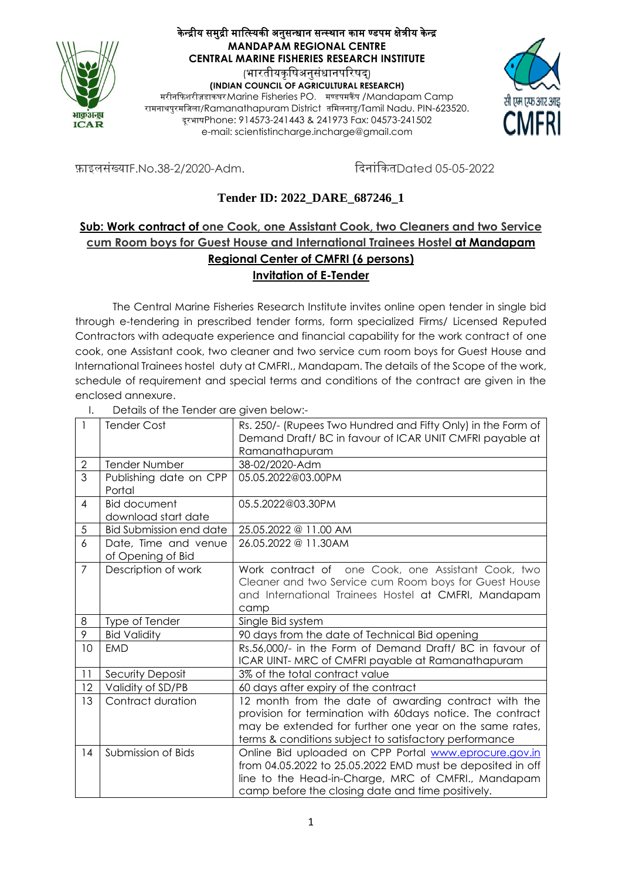केन्द्रीय समुद्री मात्स्यिकी अनुसन्धान सन्स्थान काम ण्डपम क्षेत्रीय केन्द्र
**MANDAPAM REGIONAL CENTRE**
**CENTRAL MARINE FISHERIES RESEARCH INSTITUTE**
(भारतीयकृषिअनुसंधानपरिषद्)
**(INDIAN COUNCIL OF AGRICULTURAL RESEARCH)**
मरीनफिशरीज़डाकघरMarine Fisheries PO. मण्डपमकैंप /Mandapam Camp
रामनाथपुरमजिला/Ramanathapuram District तमिलनाडु/Tamil Nadu. PIN-623520.
दूरभाषPhone: 914573-241443 & 241973 Fax: 04573-241502
e-mail: scientistincharge.incharge@gmail.com

फ़ाइलसंख्याF.No.38-2/2020-Adm. दिनांकितDated 05-05-2022

## Tender ID: 2022_DARE_687246_1

**Sub: Work contract of one Cook, one Assistant Cook, two Cleaners and two Service cum Room boys for Guest House and International Trainees Hostel at Mandapam Regional Center of CMFRI (6 persons)**

**Invitation of E-Tender**

The Central Marine Fisheries Research Institute invites online open tender in single bid through e-tendering in prescribed tender forms, form specialized Firms/ Licensed Reputed Contractors with adequate experience and financial capability for the work contract of one cook, one Assistant cook, two cleaner and two service cum room boys for Guest House and International Trainees hostel duty at CMFRI., Mandapam. The details of the Scope of the work, schedule of requirement and special terms and conditions of the contract are given in the enclosed annexure.

I. Details of the Tender are given below:-

| | | |
|---|---|---|
| 1 | Tender Cost | Rs. 250/- (Rupees Two Hundred and Fifty Only) in the Form of Demand Draft/ BC in favour of ICAR UNIT CMFRI payable at Ramanathapuram |
| 2 | Tender Number | 38-02/2020-Adm |
| 3 | Publishing date on CPP Portal | 05.05.2022@03.00PM |
| 4 | Bid document download start date | 05.5.2022@03.30PM |
| 5 | Bid Submission end date | 25.05.2022 @ 11.00 AM |
| 6 | Date, Time and venue of Opening of Bid | 26.05.2022 @ 11.30AM |
| 7 | Description of work | Work contract of one Cook, one Assistant Cook, two Cleaner and two Service cum Room boys for Guest House and International Trainees Hostel at CMFRI, Mandapam camp |
| 8 | Type of Tender | Single Bid system |
| 9 | Bid Validity | 90 days from the date of Technical Bid opening |
| 10 | EMD | Rs.56,000/- in the Form of Demand Draft/ BC in favour of ICAR UINT- MRC of CMFRI payable at Ramanathapuram |
| 11 | Security Deposit | 3% of the total contract value |
| 12 | Validity of SD/PB | 60 days after expiry of the contract |
| 13 | Contract duration | 12 month from the date of awarding contract with the provision for termination with 60days notice. The contract may be extended for further one year on the same rates, terms & conditions subject to satisfactory performance |
| 14 | Submission of Bids | Online Bid uploaded on CPP Portal www.eprocure.gov.in from 04.05.2022 to 25.05.2022 EMD must be deposited in off line to the Head-in-Charge, MRC of CMFRI., Mandapam camp before the closing date and time positively. |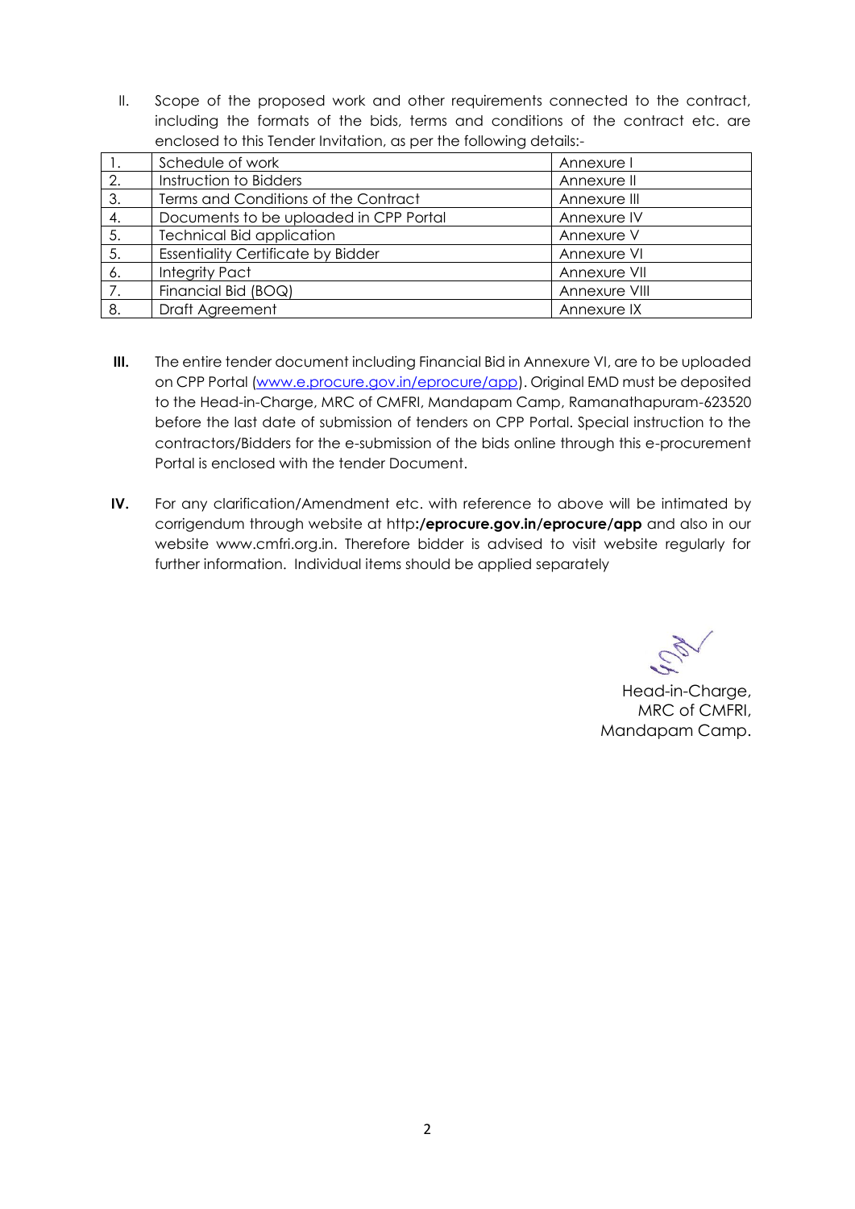II. Scope of the proposed work and other requirements connected to the contract, including the formats of the bids, terms and conditions of the contract etc. are enclosed to this Tender Invitation, as per the following details:-

| | | |
|---|---|---|
| 1. | Schedule of work | Annexure I |
| 2. | Instruction to Bidders | Annexure II |
| 3. | Terms and Conditions of the Contract | Annexure III |
| 4. | Documents to be uploaded in CPP Portal | Annexure IV |
| 5. | Technical Bid application | Annexure V |
| 5. | Essentiality Certificate by Bidder | Annexure VI |
| 6. | Integrity Pact | Annexure VII |
| 7. | Financial Bid (BOQ) | Annexure VIII |
| 8. | Draft Agreement | Annexure IX |

**III.** The entire tender document including Financial Bid in Annexure VI, are to be uploaded on CPP Portal (www.e.procure.gov.in/eprocure/app). Original EMD must be deposited to the Head-in-Charge, MRC of CMFRI, Mandapam Camp, Ramanathapuram-623520 before the last date of submission of tenders on CPP Portal. Special instruction to the contractors/Bidders for the e-submission of the bids online through this e-procurement Portal is enclosed with the tender Document.

**IV.** For any clarification/Amendment etc. with reference to above will be intimated by corrigendum through website at http**:/eprocure.gov.in/eprocure/app** and also in our website www.cmfri.org.in. Therefore bidder is advised to visit website regularly for further information. Individual items should be applied separately

Head-in-Charge,
MRC of CMFRI,
Mandapam Camp.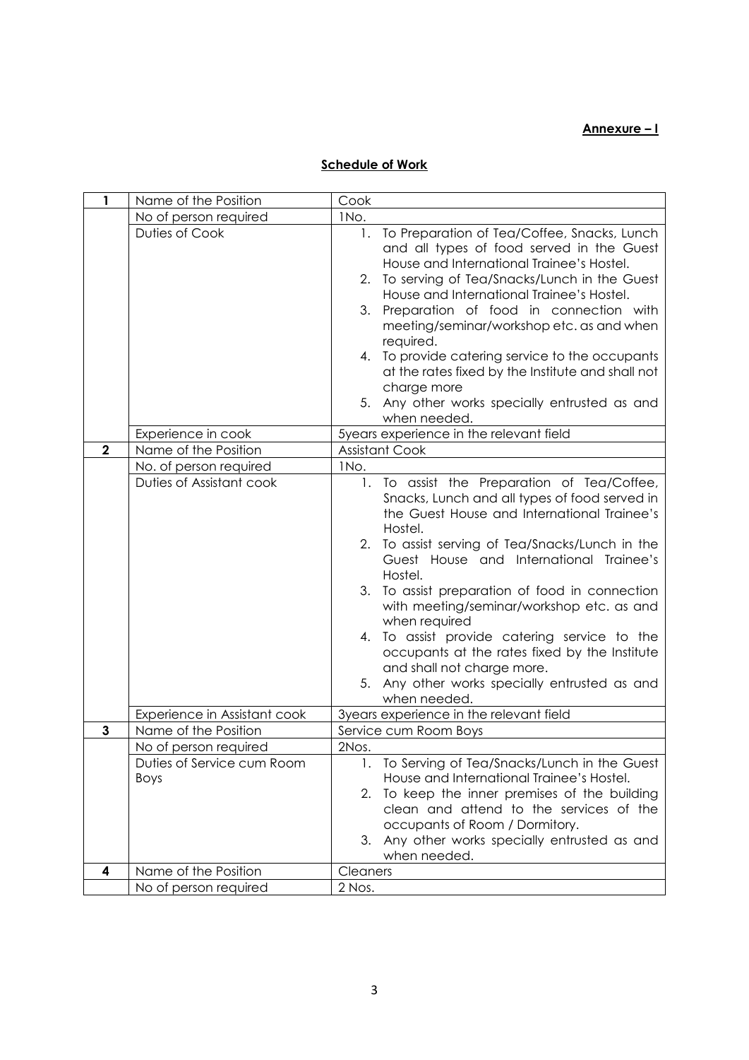**Annexure – I**

**Schedule of Work**

| | | |
|---|---|---|
| **1** | Name of the Position | Cook |
| | No of person required | 1No. |
| | Duties of Cook | 1. To Preparation of Tea/Coffee, Snacks, Lunch and all types of food served in the Guest House and International Trainee's Hostel.<br>2. To serving of Tea/Snacks/Lunch in the Guest House and International Trainee's Hostel.<br>3. Preparation of food in connection with meeting/seminar/workshop etc. as and when required.<br>4. To provide catering service to the occupants at the rates fixed by the Institute and shall not charge more<br>5. Any other works specially entrusted as and when needed. |
| | Experience in cook | 5years experience in the relevant field |
| **2** | Name of the Position | Assistant Cook |
| | No. of person required | 1No. |
| | Duties of Assistant cook | 1. To assist the Preparation of Tea/Coffee, Snacks, Lunch and all types of food served in the Guest House and International Trainee's Hostel.<br>2. To assist serving of Tea/Snacks/Lunch in the Guest House and International Trainee's Hostel.<br>3. To assist preparation of food in connection with meeting/seminar/workshop etc. as and when required<br>4. To assist provide catering service to the occupants at the rates fixed by the Institute and shall not charge more.<br>5. Any other works specially entrusted as and when needed. |
| | Experience in Assistant cook | 3years experience in the relevant field |
| **3** | Name of the Position | Service cum Room Boys |
| | No of person required | 2Nos. |
| | Duties of Service cum Room Boys | 1. To Serving of Tea/Snacks/Lunch in the Guest House and International Trainee's Hostel.<br>2. To keep the inner premises of the building clean and attend to the services of the occupants of Room / Dormitory.<br>3. Any other works specially entrusted as and when needed. |
| **4** | Name of the Position | Cleaners |
| | No of person required | 2 Nos. |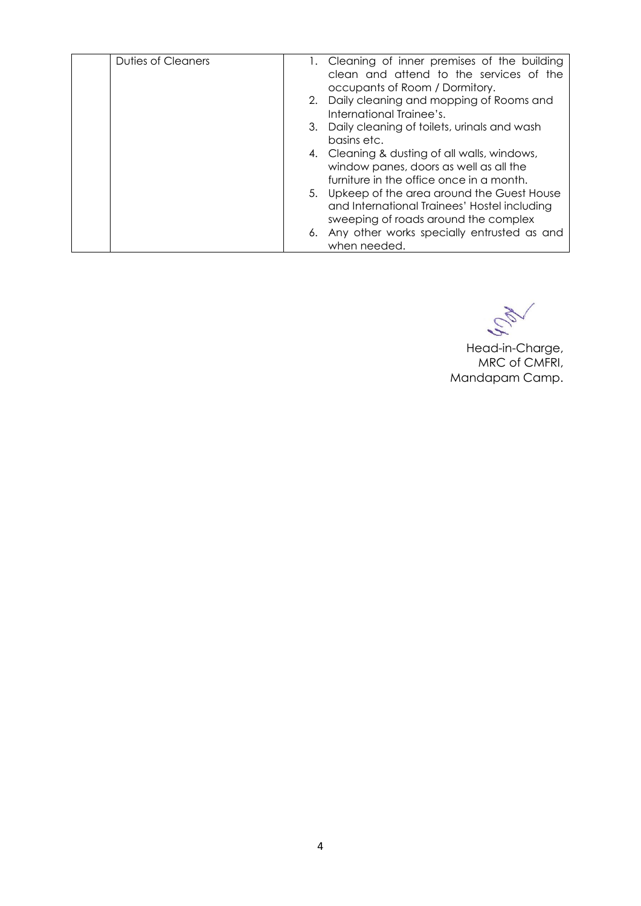|  | Duties of Cleaners | 1. Cleaning of inner premises of the building clean and attend to the services of the occupants of Room / Dormitory.<br>2. Daily cleaning and mopping of Rooms and International Trainee's.<br>3. Daily cleaning of toilets, urinals and wash basins etc.<br>4. Cleaning & dusting of all walls, windows, window panes, doors as well as all the furniture in the office once in a month.<br>5. Upkeep of the area around the Guest House and International Trainees' Hostel including sweeping of roads around the complex<br>6. Any other works specially entrusted as and when needed. |
|---|---|---|

Head-in-Charge,
MRC of CMFRI,
Mandapam Camp.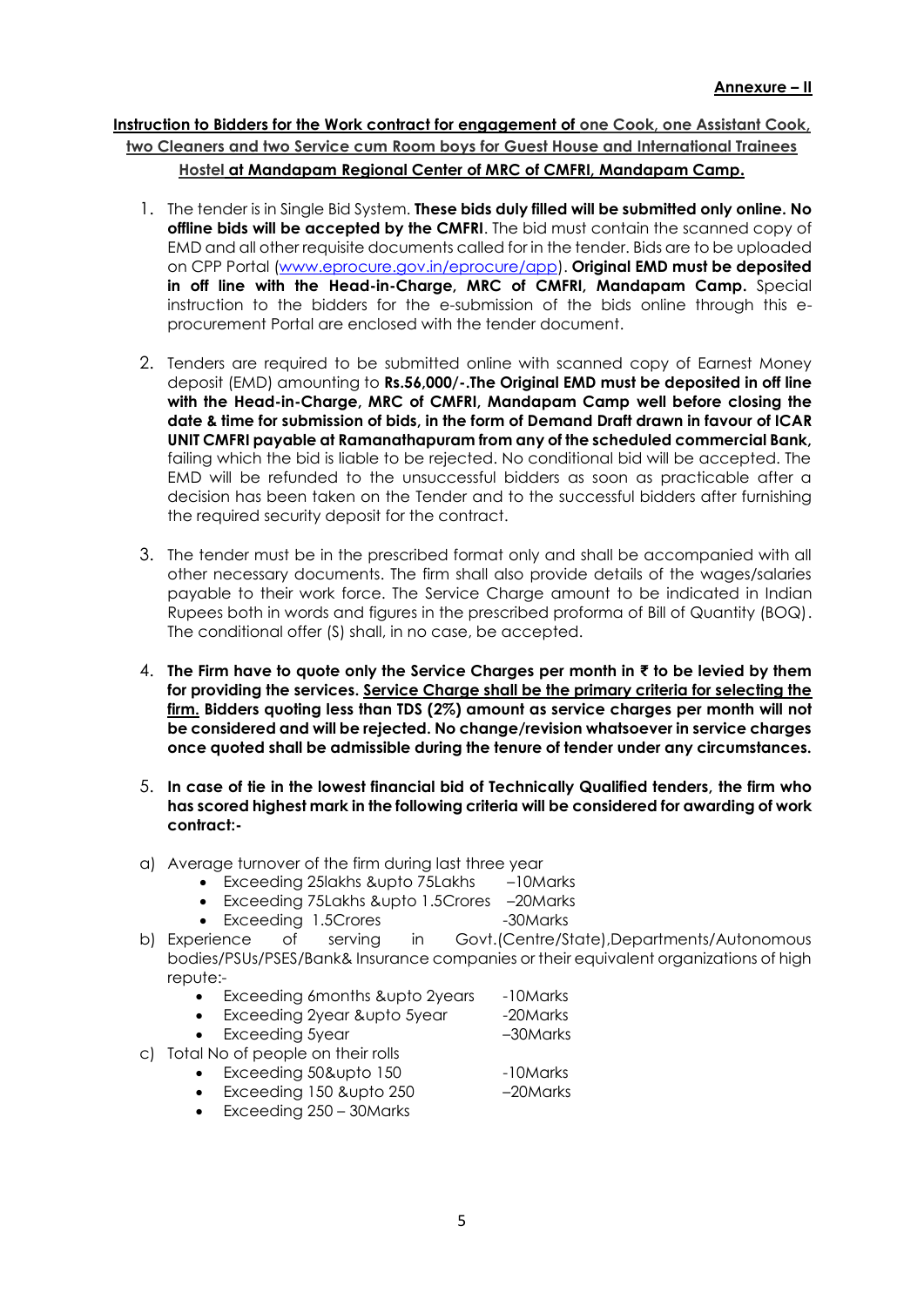**Annexure – II**

**Instruction to Bidders for the Work contract for engagement of one Cook, one Assistant Cook, two Cleaners and two Service cum Room boys for Guest House and International Trainees Hostel at Mandapam Regional Center of MRC of CMFRI, Mandapam Camp.**

1. The tender is in Single Bid System. **These bids duly filled will be submitted only online. No offline bids will be accepted by the CMFRI**. The bid must contain the scanned copy of EMD and all other requisite documents called for in the tender. Bids are to be uploaded on CPP Portal ([www.eprocure.gov.in/eprocure/app](www.eprocure.gov.in/eprocure/app)). **Original EMD must be deposited in off line with the Head-in-Charge, MRC of CMFRI, Mandapam Camp.** Special instruction to the bidders for the e-submission of the bids online through this e-procurement Portal are enclosed with the tender document.

2. Tenders are required to be submitted online with scanned copy of Earnest Money deposit (EMD) amounting to **Rs.56,000/-.The Original EMD must be deposited in off line with the Head-in-Charge, MRC of CMFRI, Mandapam Camp well before closing the date & time for submission of bids, in the form of Demand Draft drawn in favour of ICAR UNIT CMFRI payable at Ramanathapuram from any of the scheduled commercial Bank,** failing which the bid is liable to be rejected. No conditional bid will be accepted. The EMD will be refunded to the unsuccessful bidders as soon as practicable after a decision has been taken on the Tender and to the successful bidders after furnishing the required security deposit for the contract.

3. The tender must be in the prescribed format only and shall be accompanied with all other necessary documents. The firm shall also provide details of the wages/salaries payable to their work force. The Service Charge amount to be indicated in Indian Rupees both in words and figures in the prescribed proforma of Bill of Quantity (BOQ). The conditional offer (S) shall, in no case, be accepted.

4. **The Firm have to quote only the Service Charges per month in ₹ to be levied by them for providing the services. Service Charge shall be the primary criteria for selecting the firm. Bidders quoting less than TDS (2%) amount as service charges per month will not be considered and will be rejected. No change/revision whatsoever in service charges once quoted shall be admissible during the tenure of tender under any circumstances.**

5. **In case of tie in the lowest financial bid of Technically Qualified tenders, the firm who has scored highest mark in the following criteria will be considered for awarding of work contract:-**

a) Average turnover of the firm during last three year
   - Exceeding 25lakhs &upto 75Lakhs –10Marks
   - Exceeding 75Lakhs &upto 1.5Crores –20Marks
   - Exceeding 1.5Crores -30Marks

b) Experience of serving in Govt.(Centre/State),Departments/Autonomous bodies/PSUs/PSES/Bank& Insurance companies or their equivalent organizations of high repute:-
   - Exceeding 6months &upto 2years -10Marks
   - Exceeding 2year &upto 5year -20Marks
   - Exceeding 5year –30Marks

c) Total No of people on their rolls
   - Exceeding 50&upto 150 -10Marks
   - Exceeding 150 &upto 250 –20Marks
   - Exceeding 250 – 30Marks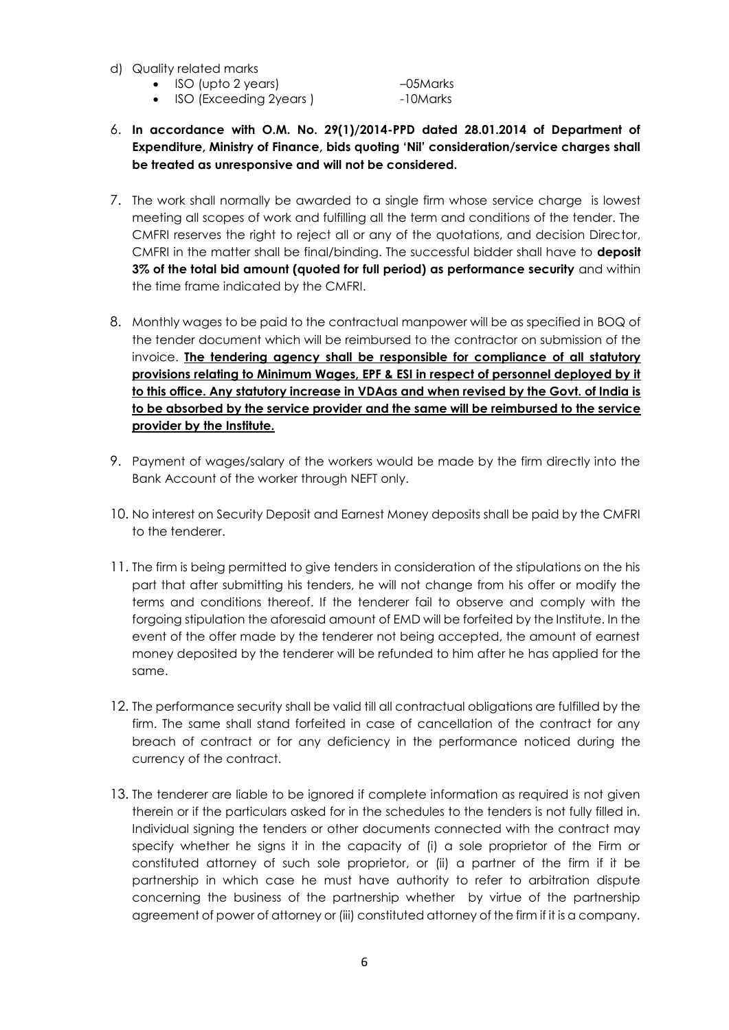d) Quality related marks

- ISO (upto 2 years) –05Marks
- ISO (Exceeding 2years ) -10Marks

6. **In accordance with O.M. No. 29(1)/2014-PPD dated 28.01.2014 of Department of Expenditure, Ministry of Finance, bids quoting 'Nil' consideration/service charges shall be treated as unresponsive and will not be considered.**

7. The work shall normally be awarded to a single firm whose service charge is lowest meeting all scopes of work and fulfilling all the term and conditions of the tender. The CMFRI reserves the right to reject all or any of the quotations, and decision Director, CMFRI in the matter shall be final/binding. The successful bidder shall have to **deposit 3% of the total bid amount (quoted for full period) as performance security** and within the time frame indicated by the CMFRI.

8. Monthly wages to be paid to the contractual manpower will be as specified in BOQ of the tender document which will be reimbursed to the contractor on submission of the invoice. **The tendering agency shall be responsible for compliance of all statutory provisions relating to Minimum Wages, EPF & ESI in respect of personnel deployed by it to this office. Any statutory increase in VDAas and when revised by the Govt. of India is to be absorbed by the service provider and the same will be reimbursed to the service provider by the Institute.**

9. Payment of wages/salary of the workers would be made by the firm directly into the Bank Account of the worker through NEFT only.

10. No interest on Security Deposit and Earnest Money deposits shall be paid by the CMFRI to the tenderer.

11. The firm is being permitted to give tenders in consideration of the stipulations on the his part that after submitting his tenders, he will not change from his offer or modify the terms and conditions thereof. If the tenderer fail to observe and comply with the forgoing stipulation the aforesaid amount of EMD will be forfeited by the Institute. In the event of the offer made by the tenderer not being accepted, the amount of earnest money deposited by the tenderer will be refunded to him after he has applied for the same.

12. The performance security shall be valid till all contractual obligations are fulfilled by the firm. The same shall stand forfeited in case of cancellation of the contract for any breach of contract or for any deficiency in the performance noticed during the currency of the contract.

13. The tenderer are liable to be ignored if complete information as required is not given therein or if the particulars asked for in the schedules to the tenders is not fully filled in. Individual signing the tenders or other documents connected with the contract may specify whether he signs it in the capacity of (i) a sole proprietor of the Firm or constituted attorney of such sole proprietor, or (ii) a partner of the firm if it be partnership in which case he must have authority to refer to arbitration dispute concerning the business of the partnership whether by virtue of the partnership agreement of power of attorney or (iii) constituted attorney of the firm if it is a company.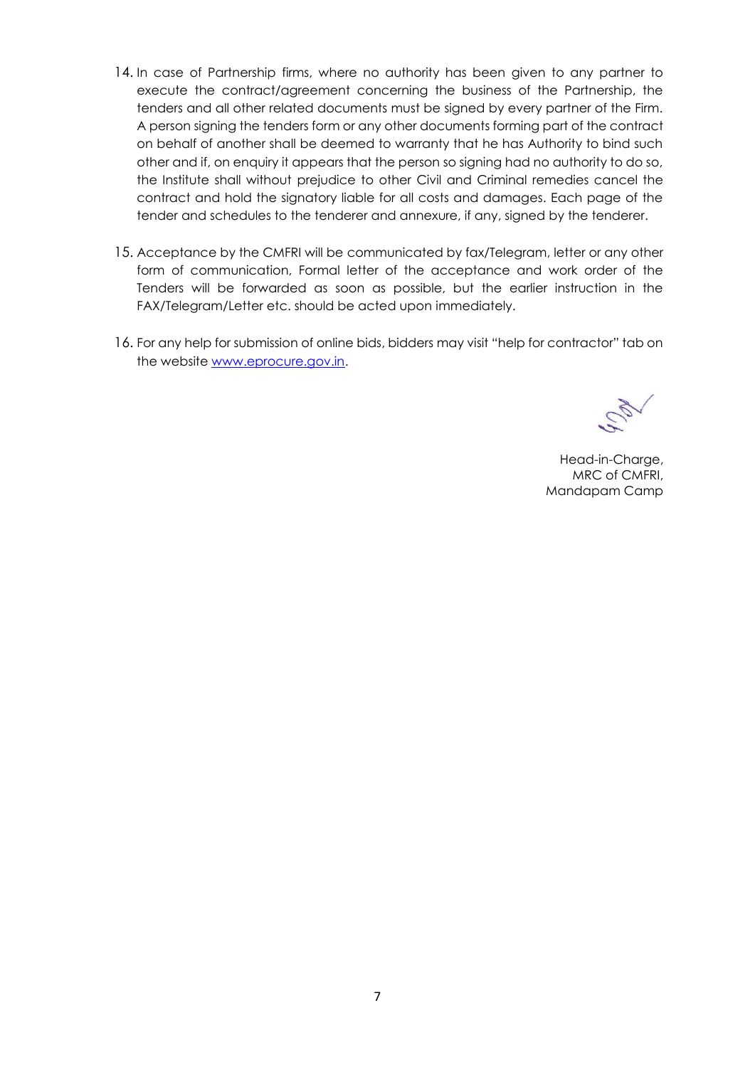14. In case of Partnership firms, where no authority has been given to any partner to execute the contract/agreement concerning the business of the Partnership, the tenders and all other related documents must be signed by every partner of the Firm. A person signing the tenders form or any other documents forming part of the contract on behalf of another shall be deemed to warranty that he has Authority to bind such other and if, on enquiry it appears that the person so signing had no authority to do so, the Institute shall without prejudice to other Civil and Criminal remedies cancel the contract and hold the signatory liable for all costs and damages. Each page of the tender and schedules to the tenderer and annexure, if any, signed by the tenderer.

15. Acceptance by the CMFRI will be communicated by fax/Telegram, letter or any other form of communication, Formal letter of the acceptance and work order of the Tenders will be forwarded as soon as possible, but the earlier instruction in the FAX/Telegram/Letter etc. should be acted upon immediately.

16. For any help for submission of online bids, bidders may visit "help for contractor" tab on the website www.eprocure.gov.in.

Head-in-Charge,
MRC of CMFRI,
Mandapam Camp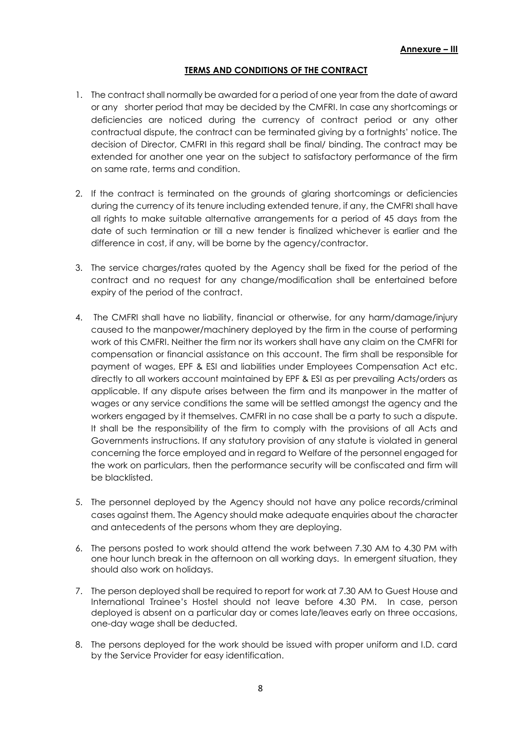**Annexure – III**

## TERMS AND CONDITIONS OF THE CONTRACT

1. The contract shall normally be awarded for a period of one year from the date of award or any shorter period that may be decided by the CMFRI. In case any shortcomings or deficiencies are noticed during the currency of contract period or any other contractual dispute, the contract can be terminated giving by a fortnights' notice. The decision of Director, CMFRI in this regard shall be final/ binding. The contract may be extended for another one year on the subject to satisfactory performance of the firm on same rate, terms and condition.

2. If the contract is terminated on the grounds of glaring shortcomings or deficiencies during the currency of its tenure including extended tenure, if any, the CMFRI shall have all rights to make suitable alternative arrangements for a period of 45 days from the date of such termination or till a new tender is finalized whichever is earlier and the difference in cost, if any, will be borne by the agency/contractor.

3. The service charges/rates quoted by the Agency shall be fixed for the period of the contract and no request for any change/modification shall be entertained before expiry of the period of the contract.

4. The CMFRI shall have no liability, financial or otherwise, for any harm/damage/injury caused to the manpower/machinery deployed by the firm in the course of performing work of this CMFRI. Neither the firm nor its workers shall have any claim on the CMFRI for compensation or financial assistance on this account. The firm shall be responsible for payment of wages, EPF & ESI and liabilities under Employees Compensation Act etc. directly to all workers account maintained by EPF & ESI as per prevailing Acts/orders as applicable. If any dispute arises between the firm and its manpower in the matter of wages or any service conditions the same will be settled amongst the agency and the workers engaged by it themselves. CMFRI in no case shall be a party to such a dispute. It shall be the responsibility of the firm to comply with the provisions of all Acts and Governments instructions. If any statutory provision of any statute is violated in general concerning the force employed and in regard to Welfare of the personnel engaged for the work on particulars, then the performance security will be confiscated and firm will be blacklisted.

5. The personnel deployed by the Agency should not have any police records/criminal cases against them. The Agency should make adequate enquiries about the character and antecedents of the persons whom they are deploying.

6. The persons posted to work should attend the work between 7.30 AM to 4.30 PM with one hour lunch break in the afternoon on all working days. In emergent situation, they should also work on holidays.

7. The person deployed shall be required to report for work at 7.30 AM to Guest House and International Trainee's Hostel should not leave before 4.30 PM. In case, person deployed is absent on a particular day or comes late/leaves early on three occasions, one-day wage shall be deducted.

8. The persons deployed for the work should be issued with proper uniform and I.D. card by the Service Provider for easy identification.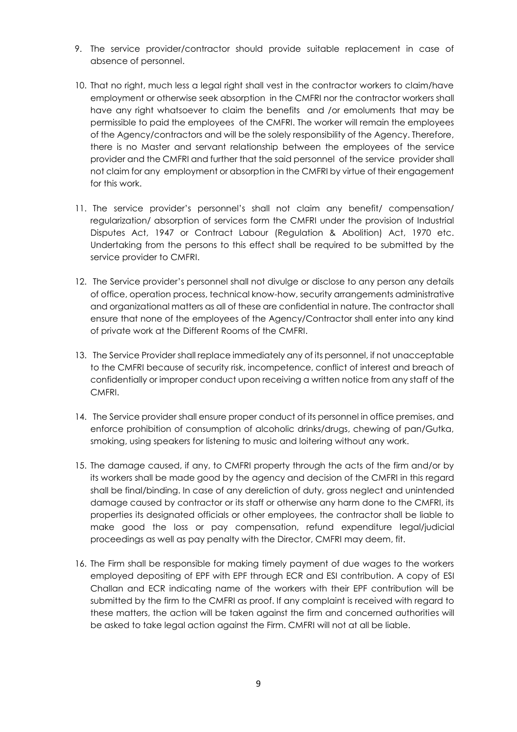9. The service provider/contractor should provide suitable replacement in case of absence of personnel.

10. That no right, much less a legal right shall vest in the contractor workers to claim/have employment or otherwise seek absorption in the CMFRI nor the contractor workers shall have any right whatsoever to claim the benefits and /or emoluments that may be permissible to paid the employees of the CMFRI. The worker will remain the employees of the Agency/contractors and will be the solely responsibility of the Agency. Therefore, there is no Master and servant relationship between the employees of the service provider and the CMFRI and further that the said personnel of the service provider shall not claim for any employment or absorption in the CMFRI by virtue of their engagement for this work.

11. The service provider's personnel's shall not claim any benefit/ compensation/ regularization/ absorption of services form the CMFRI under the provision of Industrial Disputes Act, 1947 or Contract Labour (Regulation & Abolition) Act, 1970 etc. Undertaking from the persons to this effect shall be required to be submitted by the service provider to CMFRI.

12. The Service provider's personnel shall not divulge or disclose to any person any details of office, operation process, technical know-how, security arrangements administrative and organizational matters as all of these are confidential in nature. The contractor shall ensure that none of the employees of the Agency/Contractor shall enter into any kind of private work at the Different Rooms of the CMFRI.

13. The Service Provider shall replace immediately any of its personnel, if not unacceptable to the CMFRI because of security risk, incompetence, conflict of interest and breach of confidentially or improper conduct upon receiving a written notice from any staff of the CMFRI.

14. The Service provider shall ensure proper conduct of its personnel in office premises, and enforce prohibition of consumption of alcoholic drinks/drugs, chewing of pan/Gutka, smoking, using speakers for listening to music and loitering without any work.

15. The damage caused, if any, to CMFRI property through the acts of the firm and/or by its workers shall be made good by the agency and decision of the CMFRI in this regard shall be final/binding. In case of any dereliction of duty, gross neglect and unintended damage caused by contractor or its staff or otherwise any harm done to the CMFRI, its properties its designated officials or other employees, the contractor shall be liable to make good the loss or pay compensation, refund expenditure legal/judicial proceedings as well as pay penalty with the Director, CMFRI may deem, fit.

16. The Firm shall be responsible for making timely payment of due wages to the workers employed depositing of EPF with EPF through ECR and ESI contribution. A copy of ESI Challan and ECR indicating name of the workers with their EPF contribution will be submitted by the firm to the CMFRI as proof. If any complaint is received with regard to these matters, the action will be taken against the firm and concerned authorities will be asked to take legal action against the Firm. CMFRI will not at all be liable.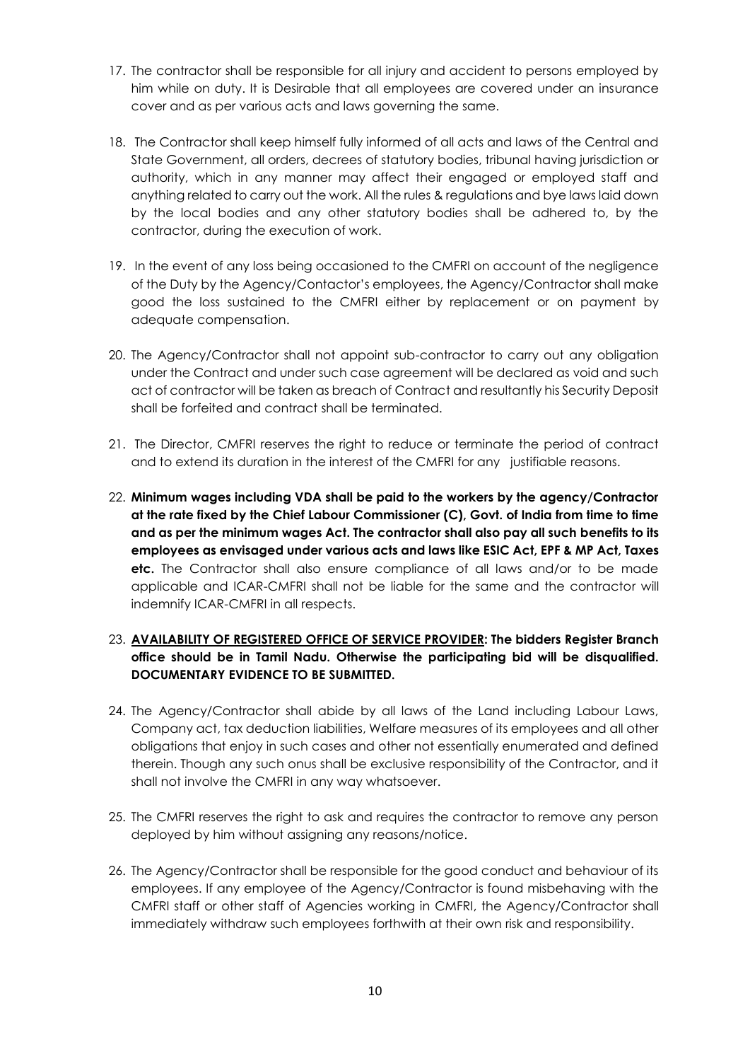17. The contractor shall be responsible for all injury and accident to persons employed by him while on duty. It is Desirable that all employees are covered under an insurance cover and as per various acts and laws governing the same.

18. The Contractor shall keep himself fully informed of all acts and laws of the Central and State Government, all orders, decrees of statutory bodies, tribunal having jurisdiction or authority, which in any manner may affect their engaged or employed staff and anything related to carry out the work. All the rules & regulations and bye laws laid down by the local bodies and any other statutory bodies shall be adhered to, by the contractor, during the execution of work.

19. In the event of any loss being occasioned to the CMFRI on account of the negligence of the Duty by the Agency/Contactor's employees, the Agency/Contractor shall make good the loss sustained to the CMFRI either by replacement or on payment by adequate compensation.

20. The Agency/Contractor shall not appoint sub-contractor to carry out any obligation under the Contract and under such case agreement will be declared as void and such act of contractor will be taken as breach of Contract and resultantly his Security Deposit shall be forfeited and contract shall be terminated.

21. The Director, CMFRI reserves the right to reduce or terminate the period of contract and to extend its duration in the interest of the CMFRI for any justifiable reasons.

22. **Minimum wages including VDA shall be paid to the workers by the agency/Contractor at the rate fixed by the Chief Labour Commissioner (C), Govt. of India from time to time and as per the minimum wages Act. The contractor shall also pay all such benefits to its employees as envisaged under various acts and laws like ESIC Act, EPF & MP Act, Taxes etc.** The Contractor shall also ensure compliance of all laws and/or to be made applicable and ICAR-CMFRI shall not be liable for the same and the contractor will indemnify ICAR-CMFRI in all respects.

23. **<u>AVAILABILITY OF REGISTERED OFFICE OF SERVICE PROVIDER</u>: The bidders Register Branch office should be in Tamil Nadu. Otherwise the participating bid will be disqualified. DOCUMENTARY EVIDENCE TO BE SUBMITTED.**

24. The Agency/Contractor shall abide by all laws of the Land including Labour Laws, Company act, tax deduction liabilities, Welfare measures of its employees and all other obligations that enjoy in such cases and other not essentially enumerated and defined therein. Though any such onus shall be exclusive responsibility of the Contractor, and it shall not involve the CMFRI in any way whatsoever.

25. The CMFRI reserves the right to ask and requires the contractor to remove any person deployed by him without assigning any reasons/notice.

26. The Agency/Contractor shall be responsible for the good conduct and behaviour of its employees. If any employee of the Agency/Contractor is found misbehaving with the CMFRI staff or other staff of Agencies working in CMFRI, the Agency/Contractor shall immediately withdraw such employees forthwith at their own risk and responsibility.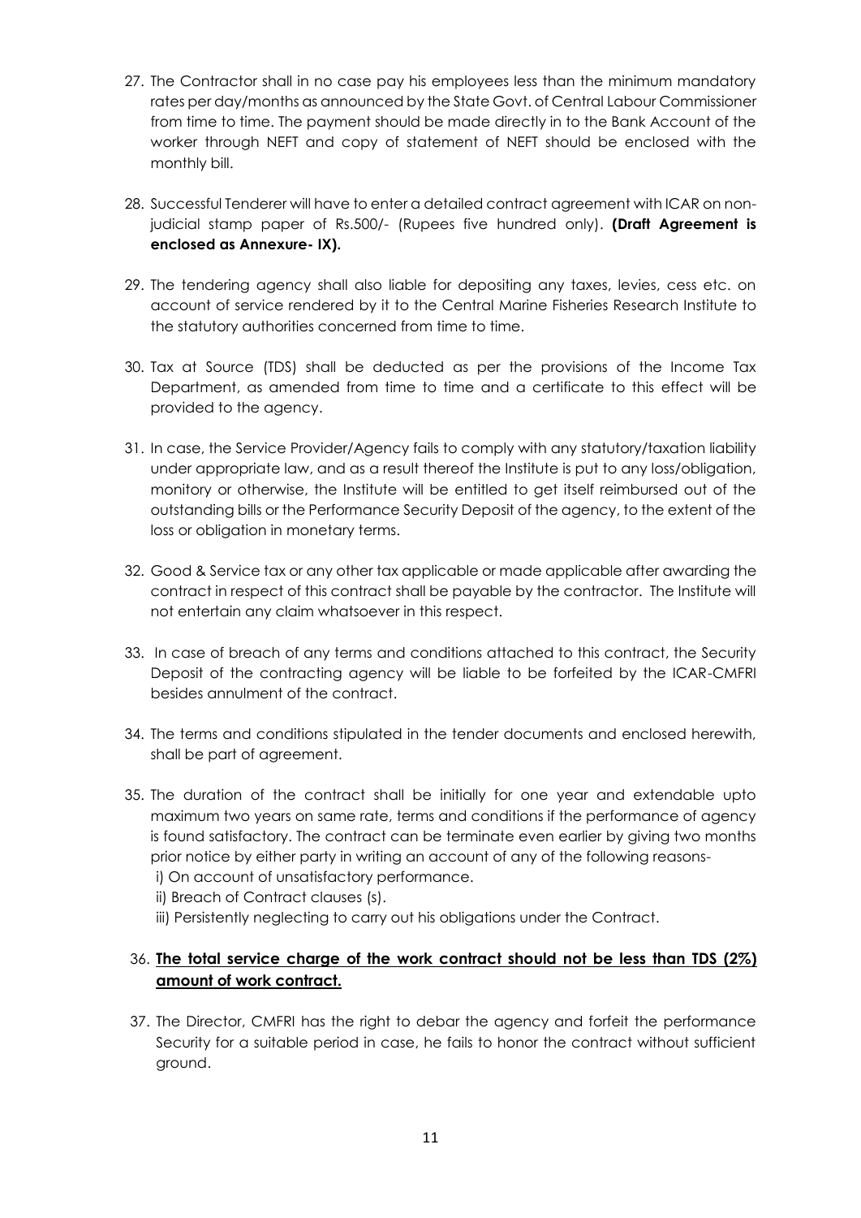27. The Contractor shall in no case pay his employees less than the minimum mandatory rates per day/months as announced by the State Govt. of Central Labour Commissioner from time to time. The payment should be made directly in to the Bank Account of the worker through NEFT and copy of statement of NEFT should be enclosed with the monthly bill.

28. Successful Tenderer will have to enter a detailed contract agreement with ICAR on non-judicial stamp paper of Rs.500/- (Rupees five hundred only). **(Draft Agreement is enclosed as Annexure- IX).**

29. The tendering agency shall also liable for depositing any taxes, levies, cess etc. on account of service rendered by it to the Central Marine Fisheries Research Institute to the statutory authorities concerned from time to time.

30. Tax at Source (TDS) shall be deducted as per the provisions of the Income Tax Department, as amended from time to time and a certificate to this effect will be provided to the agency.

31. In case, the Service Provider/Agency fails to comply with any statutory/taxation liability under appropriate law, and as a result thereof the Institute is put to any loss/obligation, monitory or otherwise, the Institute will be entitled to get itself reimbursed out of the outstanding bills or the Performance Security Deposit of the agency, to the extent of the loss or obligation in monetary terms.

32. Good & Service tax or any other tax applicable or made applicable after awarding the contract in respect of this contract shall be payable by the contractor. The Institute will not entertain any claim whatsoever in this respect.

33. In case of breach of any terms and conditions attached to this contract, the Security Deposit of the contracting agency will be liable to be forfeited by the ICAR-CMFRI besides annulment of the contract.

34. The terms and conditions stipulated in the tender documents and enclosed herewith, shall be part of agreement.

35. The duration of the contract shall be initially for one year and extendable upto maximum two years on same rate, terms and conditions if the performance of agency is found satisfactory. The contract can be terminate even earlier by giving two months prior notice by either party in writing an account of any of the following reasons-
    i) On account of unsatisfactory performance.
    ii) Breach of Contract clauses (s).
    iii) Persistently neglecting to carry out his obligations under the Contract.

36. **<u>The total service charge of the work contract should not be less than TDS (2%) amount of work contract.</u>**

37. The Director, CMFRI has the right to debar the agency and forfeit the performance Security for a suitable period in case, he fails to honor the contract without sufficient ground.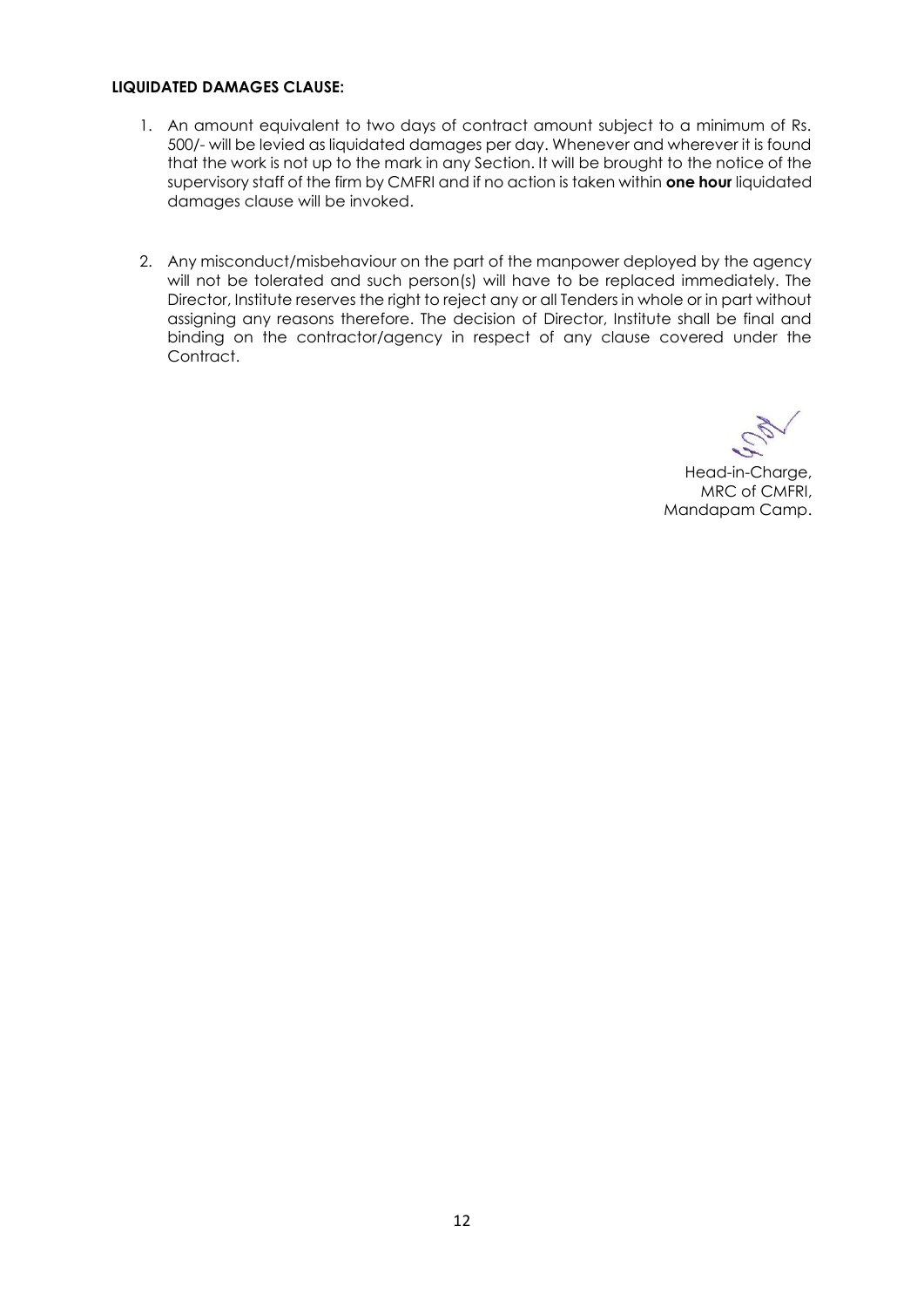**LIQUIDATED DAMAGES CLAUSE:**

1. An amount equivalent to two days of contract amount subject to a minimum of Rs. 500/- will be levied as liquidated damages per day. Whenever and wherever it is found that the work is not up to the mark in any Section. It will be brought to the notice of the supervisory staff of the firm by CMFRI and if no action is taken within **one hour** liquidated damages clause will be invoked.

2. Any misconduct/misbehaviour on the part of the manpower deployed by the agency will not be tolerated and such person(s) will have to be replaced immediately. The Director, Institute reserves the right to reject any or all Tenders in whole or in part without assigning any reasons therefore. The decision of Director, Institute shall be final and binding on the contractor/agency in respect of any clause covered under the Contract.

Head-in-Charge,
MRC of CMFRI,
Mandapam Camp.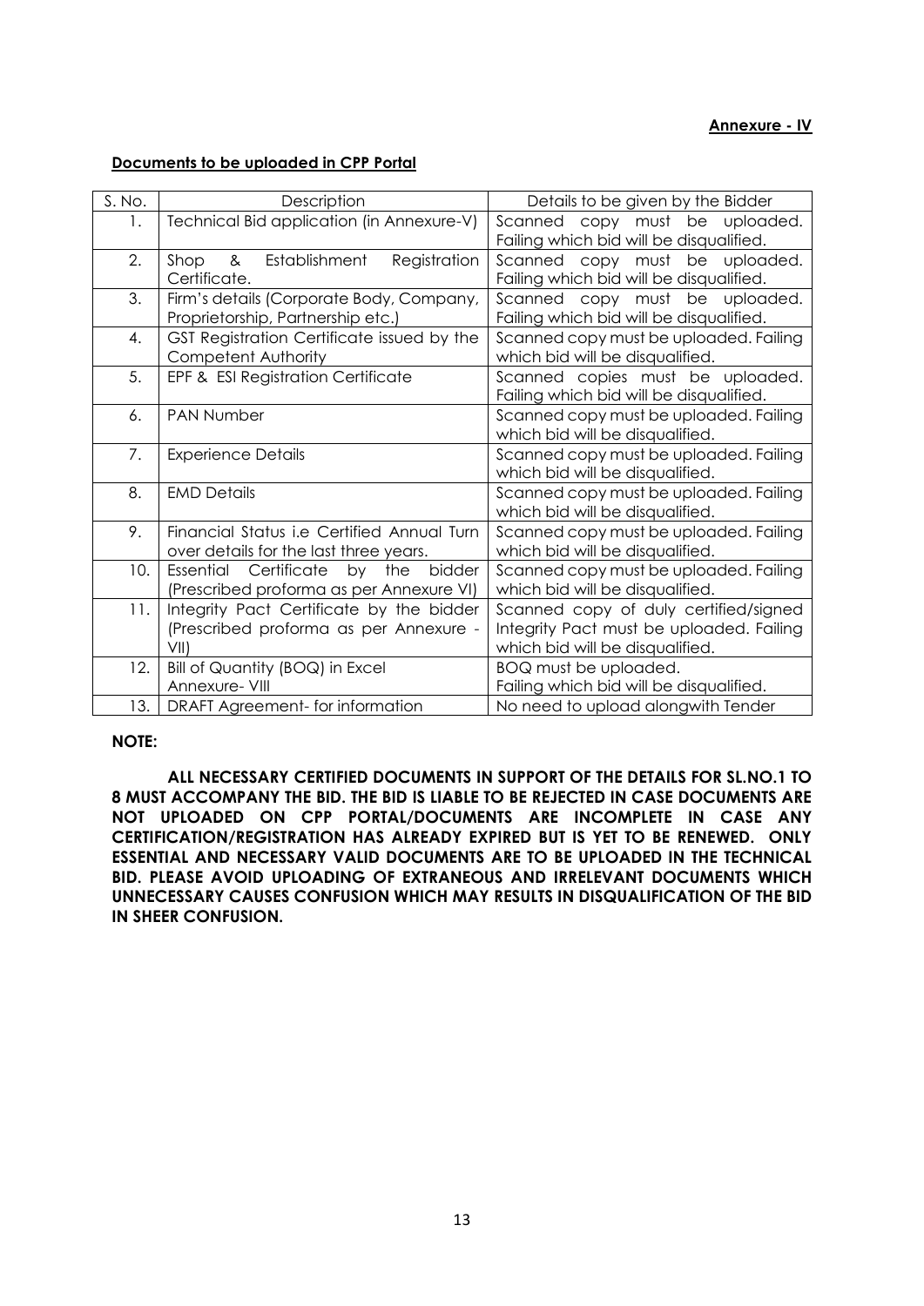**Annexure - IV**

**Documents to be uploaded in CPP Portal**

| S. No. | Description | Details to be given by the Bidder |
|---|---|---|
| 1. | Technical Bid application (in Annexure-V) | Scanned copy must be uploaded. Failing which bid will be disqualified. |
| 2. | Shop & Establishment Registration Certificate. | Scanned copy must be uploaded. Failing which bid will be disqualified. |
| 3. | Firm's details (Corporate Body, Company, Proprietorship, Partnership etc.) | Scanned copy must be uploaded. Failing which bid will be disqualified. |
| 4. | GST Registration Certificate issued by the Competent Authority | Scanned copy must be uploaded. Failing which bid will be disqualified. |
| 5. | EPF & ESI Registration Certificate | Scanned copies must be uploaded. Failing which bid will be disqualified. |
| 6. | PAN Number | Scanned copy must be uploaded. Failing which bid will be disqualified. |
| 7. | Experience Details | Scanned copy must be uploaded. Failing which bid will be disqualified. |
| 8. | EMD Details | Scanned copy must be uploaded. Failing which bid will be disqualified. |
| 9. | Financial Status i.e Certified Annual Turn over details for the last three years. | Scanned copy must be uploaded. Failing which bid will be disqualified. |
| 10. | Essential Certificate by the bidder (Prescribed proforma as per Annexure VI) | Scanned copy must be uploaded. Failing which bid will be disqualified. |
| 11. | Integrity Pact Certificate by the bidder (Prescribed proforma as per Annexure - VII) | Scanned copy of duly certified/signed Integrity Pact must be uploaded. Failing which bid will be disqualified. |
| 12. | Bill of Quantity (BOQ) in Excel Annexure- VIII | BOQ must be uploaded. Failing which bid will be disqualified. |
| 13. | DRAFT Agreement- for information | No need to upload alongwith Tender |

**NOTE:**

**ALL NECESSARY CERTIFIED DOCUMENTS IN SUPPORT OF THE DETAILS FOR SL.NO.1 TO 8 MUST ACCOMPANY THE BID. THE BID IS LIABLE TO BE REJECTED IN CASE DOCUMENTS ARE NOT UPLOADED ON CPP PORTAL/DOCUMENTS ARE INCOMPLETE IN CASE ANY CERTIFICATION/REGISTRATION HAS ALREADY EXPIRED BUT IS YET TO BE RENEWED. ONLY ESSENTIAL AND NECESSARY VALID DOCUMENTS ARE TO BE UPLOADED IN THE TECHNICAL BID. PLEASE AVOID UPLOADING OF EXTRANEOUS AND IRRELEVANT DOCUMENTS WHICH UNNECESSARY CAUSES CONFUSION WHICH MAY RESULTS IN DISQUALIFICATION OF THE BID IN SHEER CONFUSION.**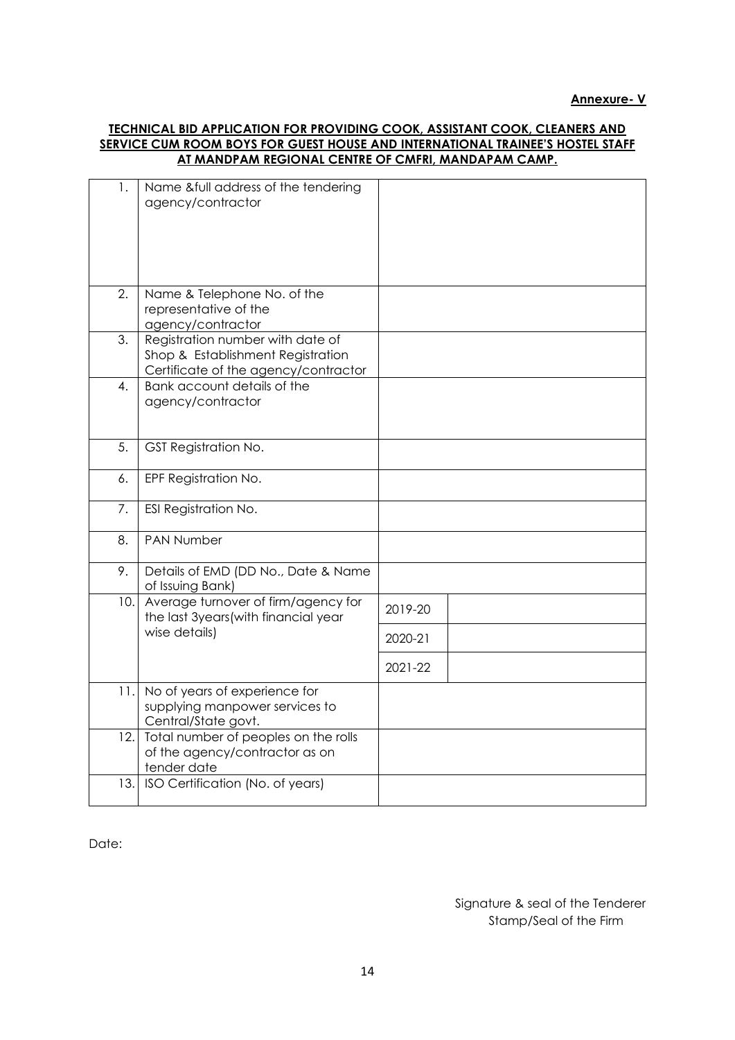**Annexure- V**

**TECHNICAL BID APPLICATION FOR PROVIDING COOK, ASSISTANT COOK, CLEANERS AND SERVICE CUM ROOM BOYS FOR GUEST HOUSE AND INTERNATIONAL TRAINEE'S HOSTEL STAFF AT MANDPAM REGIONAL CENTRE OF CMFRI, MANDAPAM CAMP.**

| | | | |
|---|---|---|---|
| 1. | Name &full address of the tendering agency/contractor | | |
| 2. | Name & Telephone No. of the representative of the agency/contractor | | |
| 3. | Registration number with date of Shop & Establishment Registration Certificate of the agency/contractor | | |
| 4. | Bank account details of the agency/contractor | | |
| 5. | GST Registration No. | | |
| 6. | EPF Registration No. | | |
| 7. | ESI Registration No. | | |
| 8. | PAN Number | | |
| 9. | Details of EMD (DD No., Date & Name of Issuing Bank) | | |
| 10. | Average turnover of firm/agency for the last 3years(with financial year wise details) | 2019-20 | |
| | | 2020-21 | |
| | | 2021-22 | |
| 11. | No of years of experience for supplying manpower services to Central/State govt. | | |
| 12. | Total number of peoples on the rolls of the agency/contractor as on tender date | | |
| 13. | ISO Certification (No. of years) | | |

Date:

Signature & seal of the Tenderer
Stamp/Seal of the Firm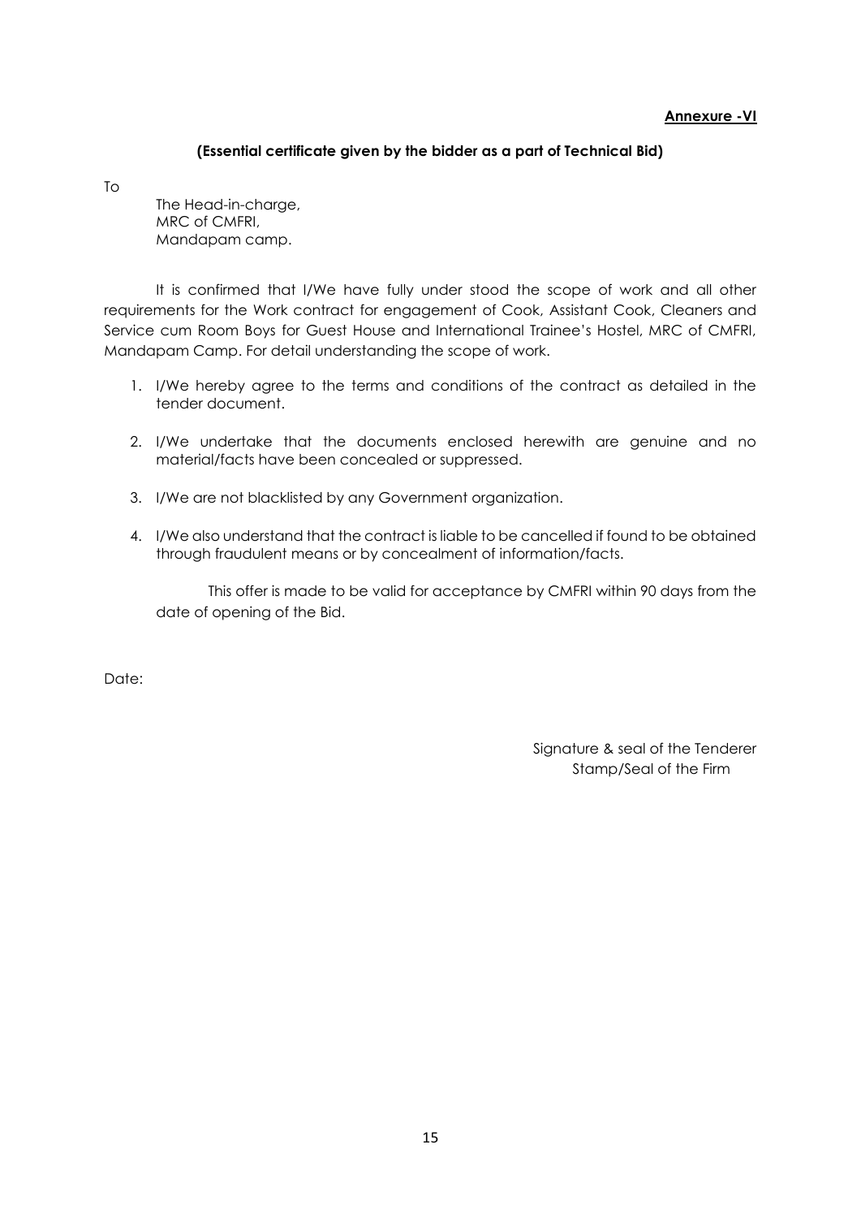**Annexure -VI**

**(Essential certificate given by the bidder as a part of Technical Bid)**

To

The Head-in-charge,
MRC of CMFRI,
Mandapam camp.

It is confirmed that I/We have fully under stood the scope of work and all other requirements for the Work contract for engagement of Cook, Assistant Cook, Cleaners and Service cum Room Boys for Guest House and International Trainee's Hostel, MRC of CMFRI, Mandapam Camp. For detail understanding the scope of work.

1. I/We hereby agree to the terms and conditions of the contract as detailed in the tender document.
2. I/We undertake that the documents enclosed herewith are genuine and no material/facts have been concealed or suppressed.
3. I/We are not blacklisted by any Government organization.
4. I/We also understand that the contract is liable to be cancelled if found to be obtained through fraudulent means or by concealment of information/facts.

This offer is made to be valid for acceptance by CMFRI within 90 days from the date of opening of the Bid.

Date:

Signature & seal of the Tenderer
Stamp/Seal of the Firm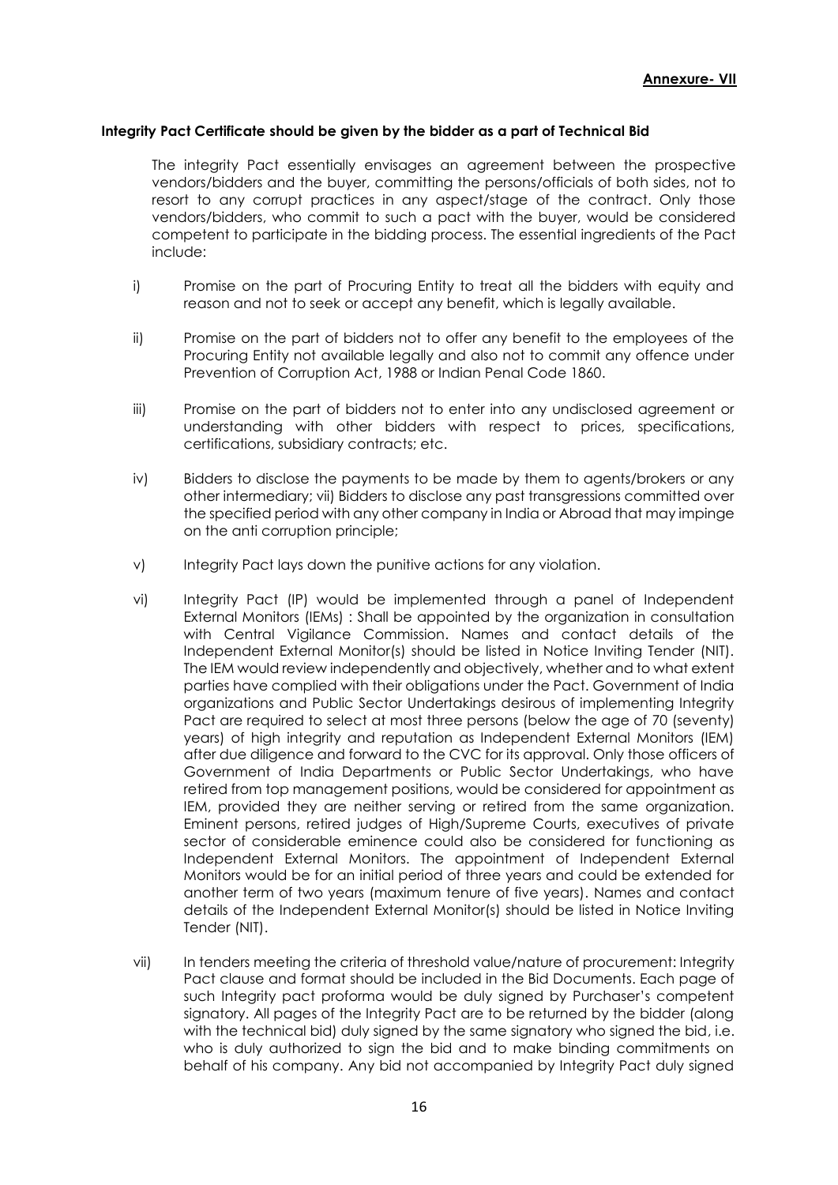**Annexure- VII**

**Integrity Pact Certificate should be given by the bidder as a part of Technical Bid**

The integrity Pact essentially envisages an agreement between the prospective vendors/bidders and the buyer, committing the persons/officials of both sides, not to resort to any corrupt practices in any aspect/stage of the contract. Only those vendors/bidders, who commit to such a pact with the buyer, would be considered competent to participate in the bidding process. The essential ingredients of the Pact include:

i) Promise on the part of Procuring Entity to treat all the bidders with equity and reason and not to seek or accept any benefit, which is legally available.

ii) Promise on the part of bidders not to offer any benefit to the employees of the Procuring Entity not available legally and also not to commit any offence under Prevention of Corruption Act, 1988 or Indian Penal Code 1860.

iii) Promise on the part of bidders not to enter into any undisclosed agreement or understanding with other bidders with respect to prices, specifications, certifications, subsidiary contracts; etc.

iv) Bidders to disclose the payments to be made by them to agents/brokers or any other intermediary; vii) Bidders to disclose any past transgressions committed over the specified period with any other company in India or Abroad that may impinge on the anti corruption principle;

v) Integrity Pact lays down the punitive actions for any violation.

vi) Integrity Pact (IP) would be implemented through a panel of Independent External Monitors (IEMs) : Shall be appointed by the organization in consultation with Central Vigilance Commission. Names and contact details of the Independent External Monitor(s) should be listed in Notice Inviting Tender (NIT). The IEM would review independently and objectively, whether and to what extent parties have complied with their obligations under the Pact. Government of India organizations and Public Sector Undertakings desirous of implementing Integrity Pact are required to select at most three persons (below the age of 70 (seventy) years) of high integrity and reputation as Independent External Monitors (IEM) after due diligence and forward to the CVC for its approval. Only those officers of Government of India Departments or Public Sector Undertakings, who have retired from top management positions, would be considered for appointment as IEM, provided they are neither serving or retired from the same organization. Eminent persons, retired judges of High/Supreme Courts, executives of private sector of considerable eminence could also be considered for functioning as Independent External Monitors. The appointment of Independent External Monitors would be for an initial period of three years and could be extended for another term of two years (maximum tenure of five years). Names and contact details of the Independent External Monitor(s) should be listed in Notice Inviting Tender (NIT).

vii) In tenders meeting the criteria of threshold value/nature of procurement: Integrity Pact clause and format should be included in the Bid Documents. Each page of such Integrity pact proforma would be duly signed by Purchaser's competent signatory. All pages of the Integrity Pact are to be returned by the bidder (along with the technical bid) duly signed by the same signatory who signed the bid, i.e. who is duly authorized to sign the bid and to make binding commitments on behalf of his company. Any bid not accompanied by Integrity Pact duly signed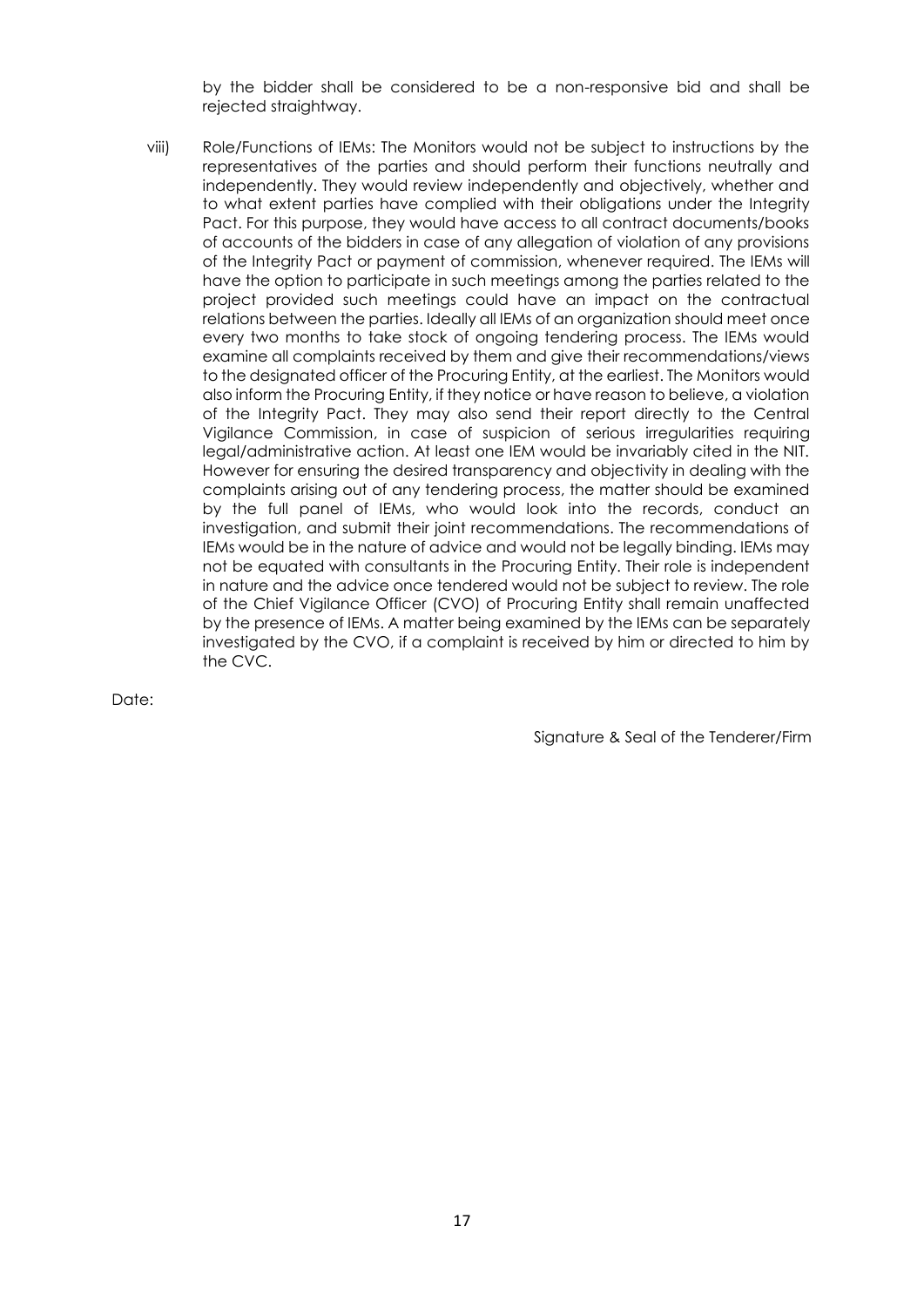by the bidder shall be considered to be a non-responsive bid and shall be rejected straightway.

viii) Role/Functions of IEMs: The Monitors would not be subject to instructions by the representatives of the parties and should perform their functions neutrally and independently. They would review independently and objectively, whether and to what extent parties have complied with their obligations under the Integrity Pact. For this purpose, they would have access to all contract documents/books of accounts of the bidders in case of any allegation of violation of any provisions of the Integrity Pact or payment of commission, whenever required. The IEMs will have the option to participate in such meetings among the parties related to the project provided such meetings could have an impact on the contractual relations between the parties. Ideally all IEMs of an organization should meet once every two months to take stock of ongoing tendering process. The IEMs would examine all complaints received by them and give their recommendations/views to the designated officer of the Procuring Entity, at the earliest. The Monitors would also inform the Procuring Entity, if they notice or have reason to believe, a violation of the Integrity Pact. They may also send their report directly to the Central Vigilance Commission, in case of suspicion of serious irregularities requiring legal/administrative action. At least one IEM would be invariably cited in the NIT. However for ensuring the desired transparency and objectivity in dealing with the complaints arising out of any tendering process, the matter should be examined by the full panel of IEMs, who would look into the records, conduct an investigation, and submit their joint recommendations. The recommendations of IEMs would be in the nature of advice and would not be legally binding. IEMs may not be equated with consultants in the Procuring Entity. Their role is independent in nature and the advice once tendered would not be subject to review. The role of the Chief Vigilance Officer (CVO) of Procuring Entity shall remain unaffected by the presence of IEMs. A matter being examined by the IEMs can be separately investigated by the CVO, if a complaint is received by him or directed to him by the CVC.

Date:

Signature & Seal of the Tenderer/Firm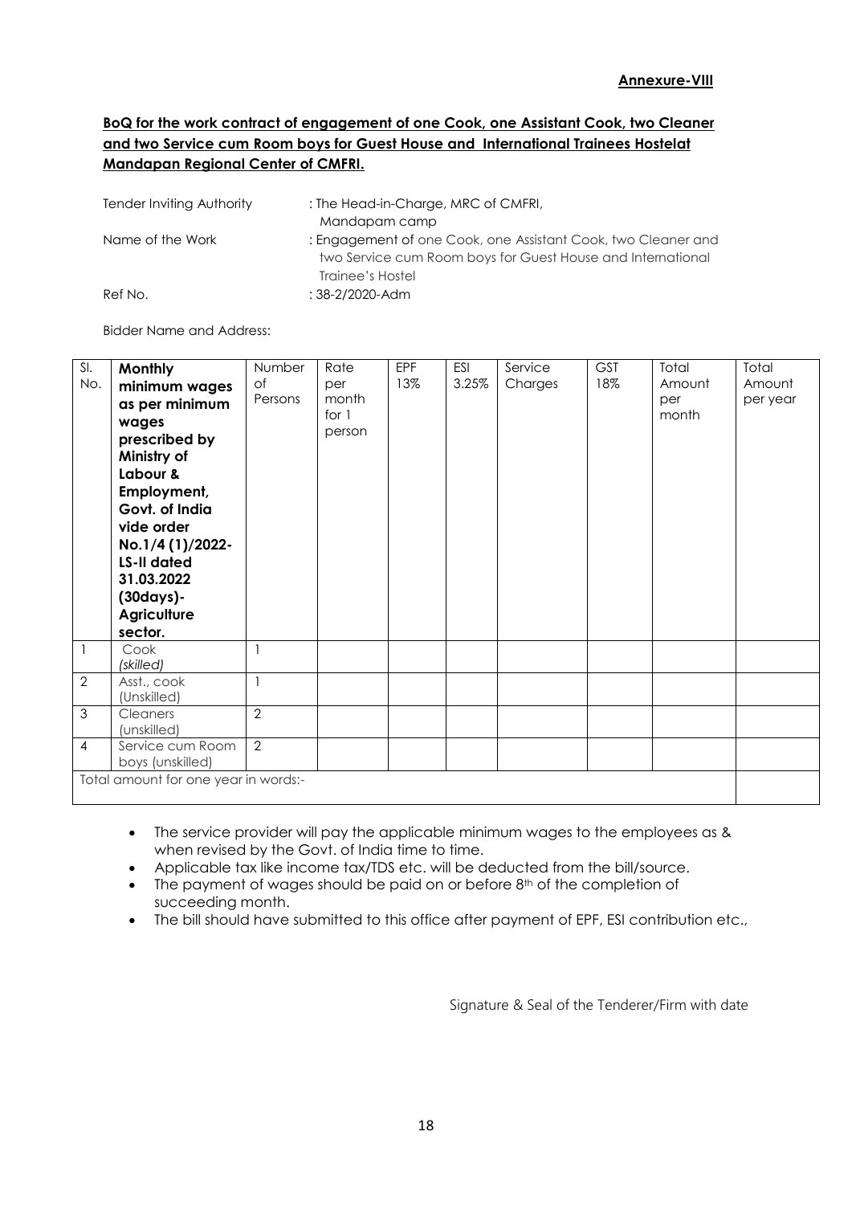**Annexure-VIII**

**BoQ for the work contract of engagement of one Cook, one Assistant Cook, two Cleaner and two Service cum Room boys for Guest House and International Trainees Hostelat Mandapan Regional Center of CMFRI.**

Tender Inviting Authority : The Head-in-Charge, MRC of CMFRI, Mandapam camp

Name of the Work : Engagement of one Cook, one Assistant Cook, two Cleaner and two Service cum Room boys for Guest House and International Trainee's Hostel

Ref No. : 38-2/2020-Adm

Bidder Name and Address:

| Sl. No. | **Monthly minimum wages as per minimum wages prescribed by Ministry of Labour & Employment, Govt. of India vide order No.1/4 (1)/2022-LS-II dated 31.03.2022 (30days)- Agriculture sector.** | Number of Persons | Rate per month for 1 person | EPF 13% | ESI 3.25% | Service Charges | GST 18% | Total Amount per month | Total Amount per year |
|---|---|---|---|---|---|---|---|---|---|
| 1 | Cook *(skilled)* | 1 | | | | | | | |
| 2 | Asst., cook (Unskilled) | 1 | | | | | | | |
| 3 | Cleaners (unskilled) | 2 | | | | | | | |
| 4 | Service cum Room boys (unskilled) | 2 | | | | | | | |
| Total amount for one year in words:- | | | | | | | | | |

- The service provider will pay the applicable minimum wages to the employees as & when revised by the Govt. of India time to time.
- Applicable tax like income tax/TDS etc. will be deducted from the bill/source.
- The payment of wages should be paid on or before 8th of the completion of succeeding month.
- The bill should have submitted to this office after payment of EPF, ESI contribution etc.,

Signature & Seal of the Tenderer/Firm with date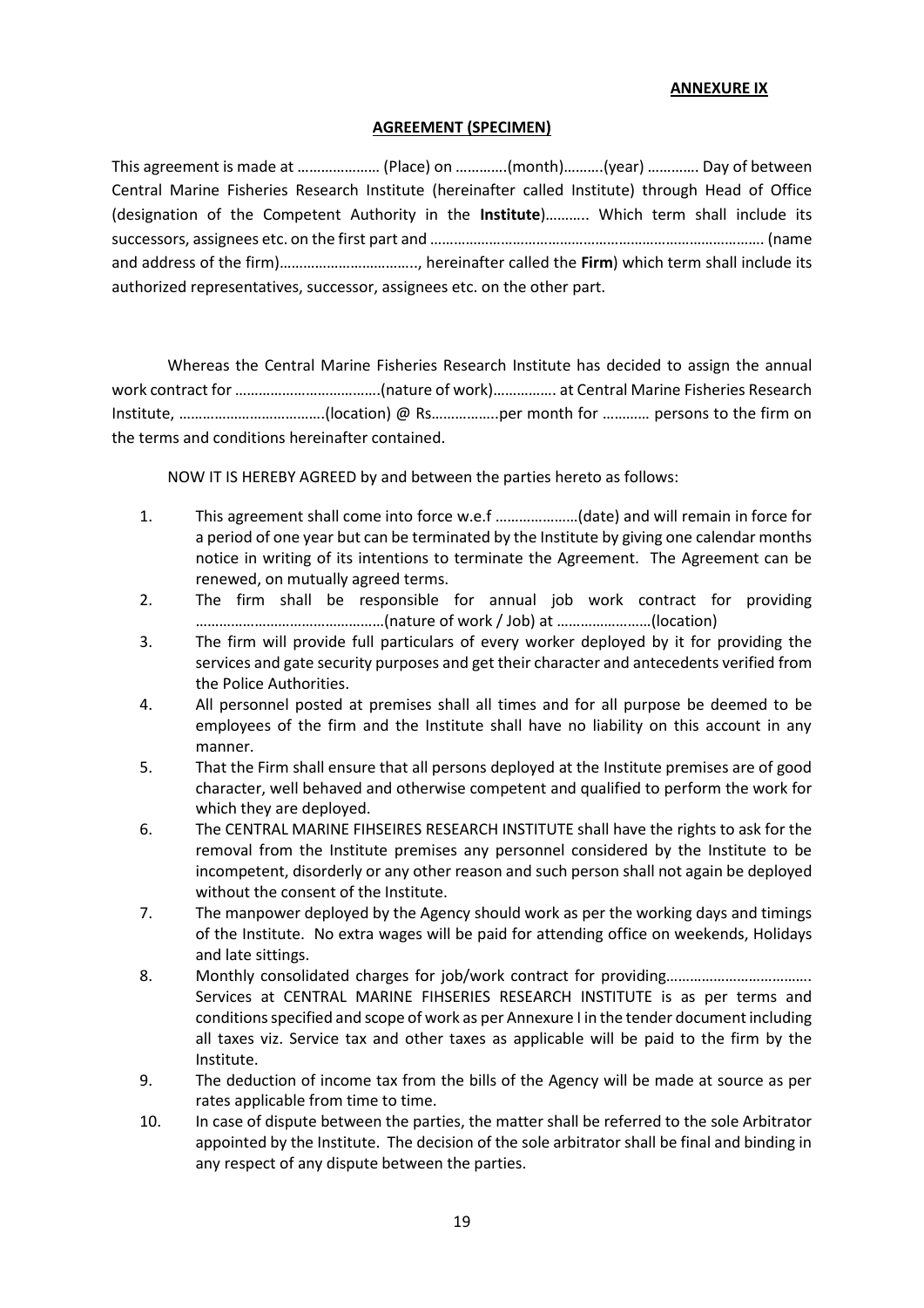**ANNEXURE IX**

**AGREEMENT (SPECIMEN)**

This agreement is made at ………………… (Place) on ………….(month)……….(year) …………. Day of between Central Marine Fisheries Research Institute (hereinafter called Institute) through Head of Office (designation of the Competent Authority in the **Institute**)……….. Which term shall include its successors, assignees etc. on the first part and ………………………………………………………………………… (name and address of the firm)…………………………….., hereinafter called the **Firm**) which term shall include its authorized representatives, successor, assignees etc. on the other part.

Whereas the Central Marine Fisheries Research Institute has decided to assign the annual work contract for ……………………………….(nature of work)……………. at Central Marine Fisheries Research Institute, ……………………………….(location) @ Rs……………..per month for ………… persons to the firm on the terms and conditions hereinafter contained.

NOW IT IS HEREBY AGREED by and between the parties hereto as follows:

1. This agreement shall come into force w.e.f …………………(date) and will remain in force for a period of one year but can be terminated by the Institute by giving one calendar months notice in writing of its intentions to terminate the Agreement. The Agreement can be renewed, on mutually agreed terms.
2. The firm shall be responsible for annual job work contract for providing …………………………………………(nature of work / Job) at ……………………(location)
3. The firm will provide full particulars of every worker deployed by it for providing the services and gate security purposes and get their character and antecedents verified from the Police Authorities.
4. All personnel posted at premises shall all times and for all purpose be deemed to be employees of the firm and the Institute shall have no liability on this account in any manner.
5. That the Firm shall ensure that all persons deployed at the Institute premises are of good character, well behaved and otherwise competent and qualified to perform the work for which they are deployed.
6. The CENTRAL MARINE FIHSEIRES RESEARCH INSTITUTE shall have the rights to ask for the removal from the Institute premises any personnel considered by the Institute to be incompetent, disorderly or any other reason and such person shall not again be deployed without the consent of the Institute.
7. The manpower deployed by the Agency should work as per the working days and timings of the Institute. No extra wages will be paid for attending office on weekends, Holidays and late sittings.
8. Monthly consolidated charges for job/work contract for providing……………………………… Services at CENTRAL MARINE FIHSERIES RESEARCH INSTITUTE is as per terms and conditions specified and scope of work as per Annexure I in the tender document including all taxes viz. Service tax and other taxes as applicable will be paid to the firm by the Institute.
9. The deduction of income tax from the bills of the Agency will be made at source as per rates applicable from time to time.
10. In case of dispute between the parties, the matter shall be referred to the sole Arbitrator appointed by the Institute. The decision of the sole arbitrator shall be final and binding in any respect of any dispute between the parties.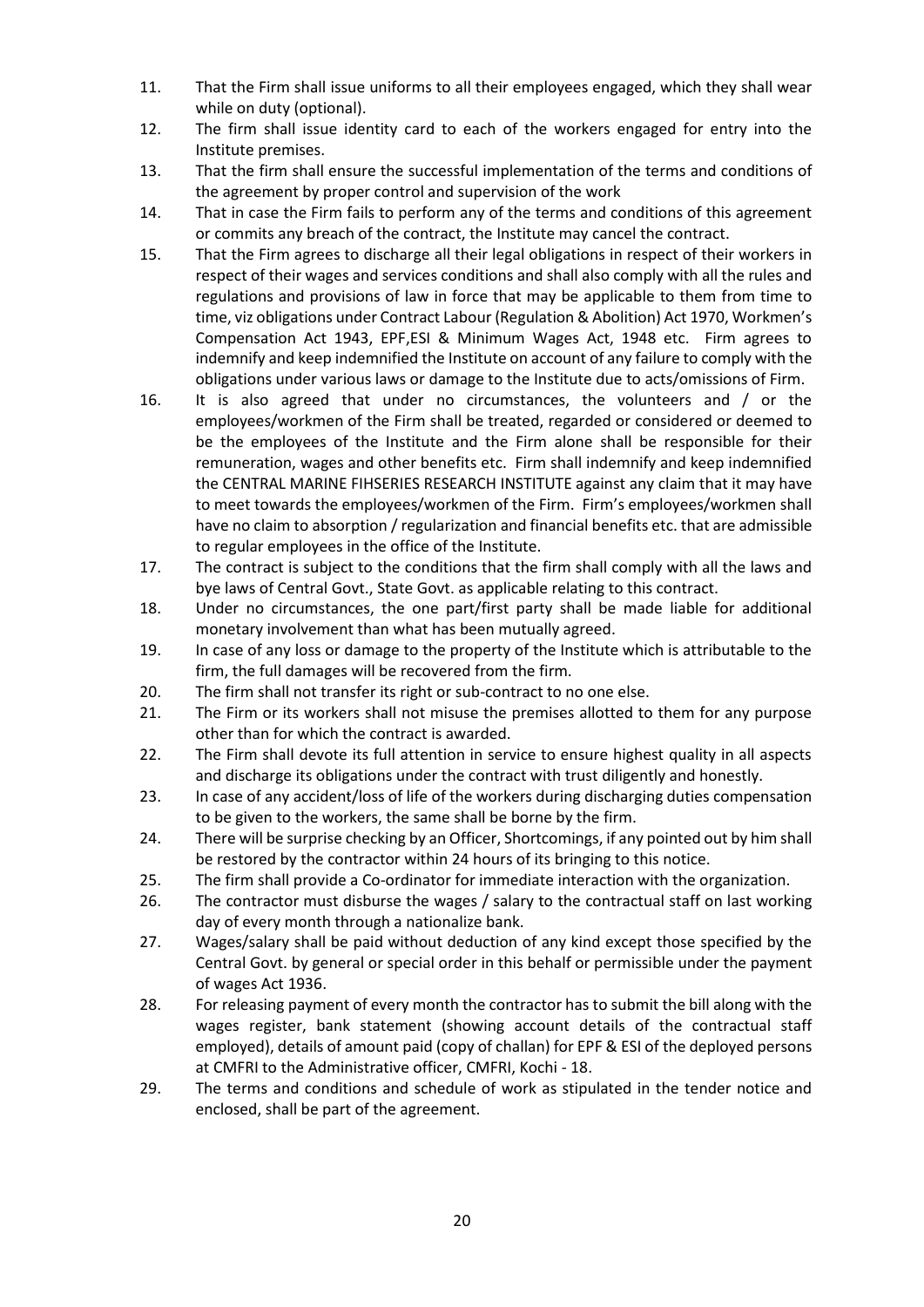11. That the Firm shall issue uniforms to all their employees engaged, which they shall wear while on duty (optional).
12. The firm shall issue identity card to each of the workers engaged for entry into the Institute premises.
13. That the firm shall ensure the successful implementation of the terms and conditions of the agreement by proper control and supervision of the work
14. That in case the Firm fails to perform any of the terms and conditions of this agreement or commits any breach of the contract, the Institute may cancel the contract.
15. That the Firm agrees to discharge all their legal obligations in respect of their workers in respect of their wages and services conditions and shall also comply with all the rules and regulations and provisions of law in force that may be applicable to them from time to time, viz obligations under Contract Labour (Regulation & Abolition) Act 1970, Workmen's Compensation Act 1943, EPF,ESI & Minimum Wages Act, 1948 etc. Firm agrees to indemnify and keep indemnified the Institute on account of any failure to comply with the obligations under various laws or damage to the Institute due to acts/omissions of Firm.
16. It is also agreed that under no circumstances, the volunteers and / or the employees/workmen of the Firm shall be treated, regarded or considered or deemed to be the employees of the Institute and the Firm alone shall be responsible for their remuneration, wages and other benefits etc. Firm shall indemnify and keep indemnified the CENTRAL MARINE FIHSERIES RESEARCH INSTITUTE against any claim that it may have to meet towards the employees/workmen of the Firm. Firm's employees/workmen shall have no claim to absorption / regularization and financial benefits etc. that are admissible to regular employees in the office of the Institute.
17. The contract is subject to the conditions that the firm shall comply with all the laws and bye laws of Central Govt., State Govt. as applicable relating to this contract.
18. Under no circumstances, the one part/first party shall be made liable for additional monetary involvement than what has been mutually agreed.
19. In case of any loss or damage to the property of the Institute which is attributable to the firm, the full damages will be recovered from the firm.
20. The firm shall not transfer its right or sub-contract to no one else.
21. The Firm or its workers shall not misuse the premises allotted to them for any purpose other than for which the contract is awarded.
22. The Firm shall devote its full attention in service to ensure highest quality in all aspects and discharge its obligations under the contract with trust diligently and honestly.
23. In case of any accident/loss of life of the workers during discharging duties compensation to be given to the workers, the same shall be borne by the firm.
24. There will be surprise checking by an Officer, Shortcomings, if any pointed out by him shall be restored by the contractor within 24 hours of its bringing to this notice.
25. The firm shall provide a Co-ordinator for immediate interaction with the organization.
26. The contractor must disburse the wages / salary to the contractual staff on last working day of every month through a nationalize bank.
27. Wages/salary shall be paid without deduction of any kind except those specified by the Central Govt. by general or special order in this behalf or permissible under the payment of wages Act 1936.
28. For releasing payment of every month the contractor has to submit the bill along with the wages register, bank statement (showing account details of the contractual staff employed), details of amount paid (copy of challan) for EPF & ESI of the deployed persons at CMFRI to the Administrative officer, CMFRI, Kochi - 18.
29. The terms and conditions and schedule of work as stipulated in the tender notice and enclosed, shall be part of the agreement.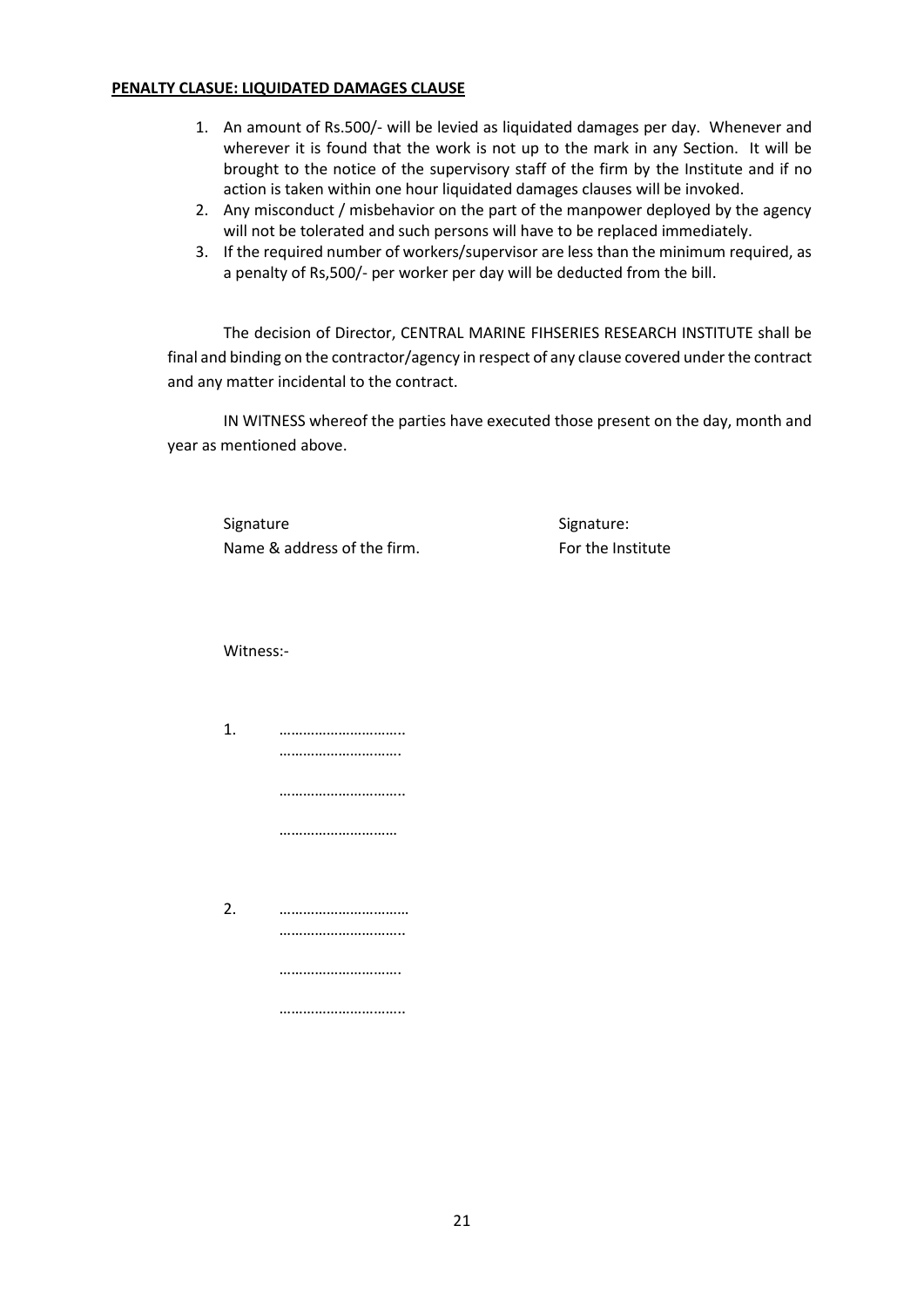**PENALTY CLASUE: LIQUIDATED DAMAGES CLAUSE**

1. An amount of Rs.500/- will be levied as liquidated damages per day. Whenever and wherever it is found that the work is not up to the mark in any Section. It will be brought to the notice of the supervisory staff of the firm by the Institute and if no action is taken within one hour liquidated damages clauses will be invoked.
2. Any misconduct / misbehavior on the part of the manpower deployed by the agency will not be tolerated and such persons will have to be replaced immediately.
3. If the required number of workers/supervisor are less than the minimum required, as a penalty of Rs,500/- per worker per day will be deducted from the bill.

The decision of Director, CENTRAL MARINE FIHSERIES RESEARCH INSTITUTE shall be final and binding on the contractor/agency in respect of any clause covered under the contract and any matter incidental to the contract.

IN WITNESS whereof the parties have executed those present on the day, month and year as mentioned above.

Signature
Name & address of the firm.

Signature:
For the Institute

Witness:-

1. …………………………..
   ………………………….
   …………………………..
   ………………………..

2. ……………………………
   …………………………..
   ………………………….
   …………………………..